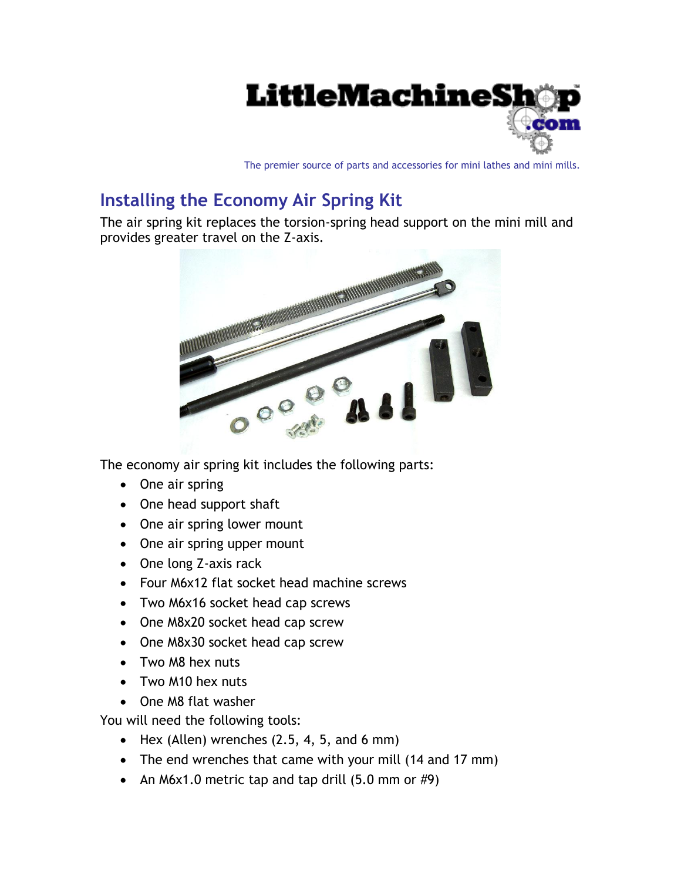The premier source of parts and accessories for mini lathes and mini mills.

# Installing the Economy Air Spring Kit

The air spring kit replaces the torsion-spring head support on the mini mill and provides greater travel on the Z-axis.

The economy air spring kit includes the following parts:

- One air spring
- One head support shaft
- One air spring lower mount
- One air spring upper mount
- One long Z-axis rack
- Four M6x12 flat socket head machine screws
- Two M6x16 socket head cap screws
- One M8x20 socket head cap screw
- One M8x30 socket head cap screw
- Two M8 hex nuts
- Two M10 hex nuts
- One M8 flat washer

You will need the following tools:

- Hex (Allen) wrenches (2.5, 4, 5, and 6 mm)
- The end wrenches that came with your mill (14 and 17 mm)
- An M6x1.0 metric tap and tap drill (5.0 mm or #9)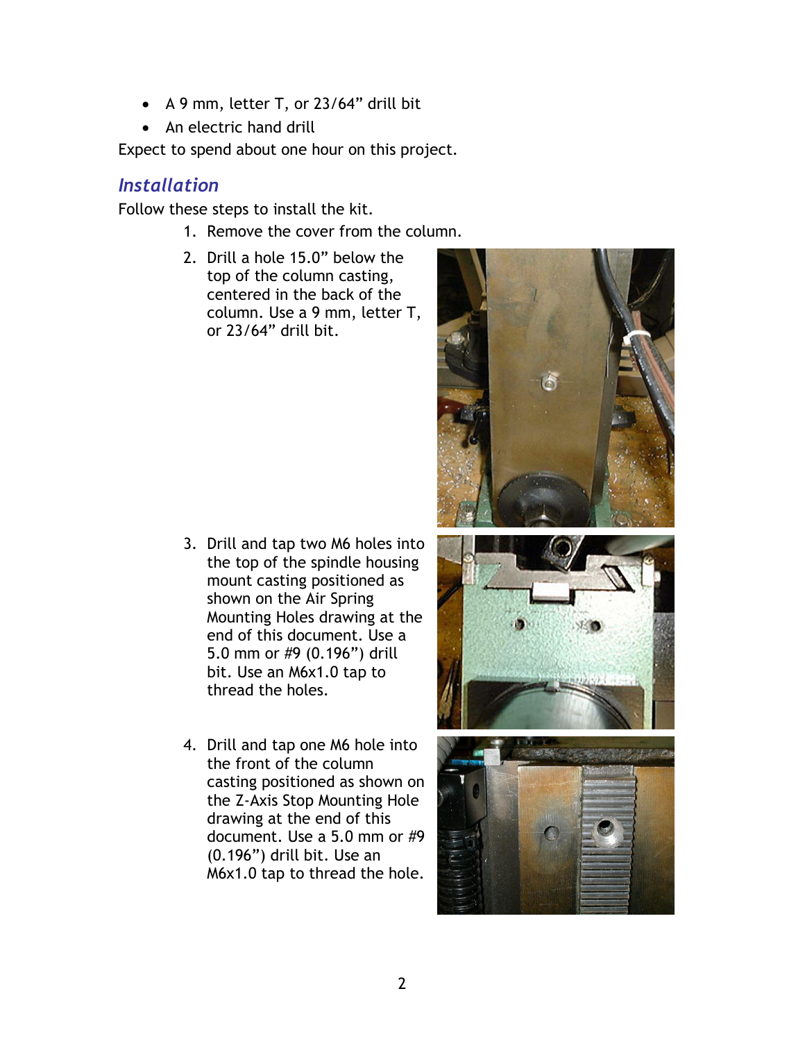- A 9 mm, letter T, or 23/64" drill bit
- An electric hand drill

Expect to spend about one hour on this project.

## *Installation*

Follow these steps to install the kit.

1. Remove the cover from the column.
2. Drill a hole 15.0" below the top of the column casting, centered in the back of the column. Use a 9 mm, letter T, or 23/64" drill bit.
3. Drill and tap two M6 holes into the top of the spindle housing mount casting positioned as shown on the Air Spring Mounting Holes drawing at the end of this document. Use a 5.0 mm or #9 (0.196") drill bit. Use an M6x1.0 tap to thread the holes.
4. Drill and tap one M6 hole into the front of the column casting positioned as shown on the Z-Axis Stop Mounting Hole drawing at the end of this document. Use a 5.0 mm or #9 (0.196") drill bit. Use an M6x1.0 tap to thread the hole.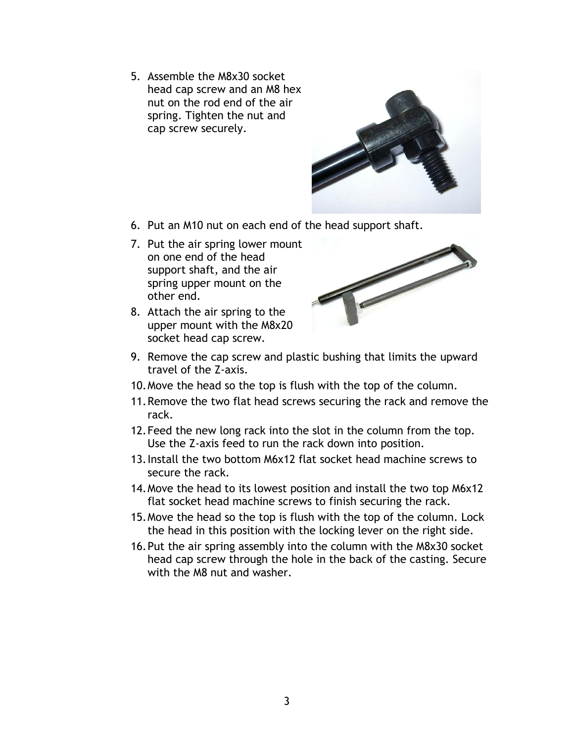5. Assemble the M8x30 socket head cap screw and an M8 hex nut on the rod end of the air spring. Tighten the nut and cap screw securely.
6. Put an M10 nut on each end of the head support shaft.
7. Put the air spring lower mount on one end of the head support shaft, and the air spring upper mount on the other end.
8. Attach the air spring to the upper mount with the M8x20 socket head cap screw.
9. Remove the cap screw and plastic bushing that limits the upward travel of the Z-axis.
10. Move the head so the top is flush with the top of the column.
11. Remove the two flat head screws securing the rack and remove the rack.
12. Feed the new long rack into the slot in the column from the top. Use the Z-axis feed to run the rack down into position.
13. Install the two bottom M6x12 flat socket head machine screws to secure the rack.
14. Move the head to its lowest position and install the two top M6x12 flat socket head machine screws to finish securing the rack.
15. Move the head so the top is flush with the top of the column. Lock the head in this position with the locking lever on the right side.
16. Put the air spring assembly into the column with the M8x30 socket head cap screw through the hole in the back of the casting. Secure with the M8 nut and washer.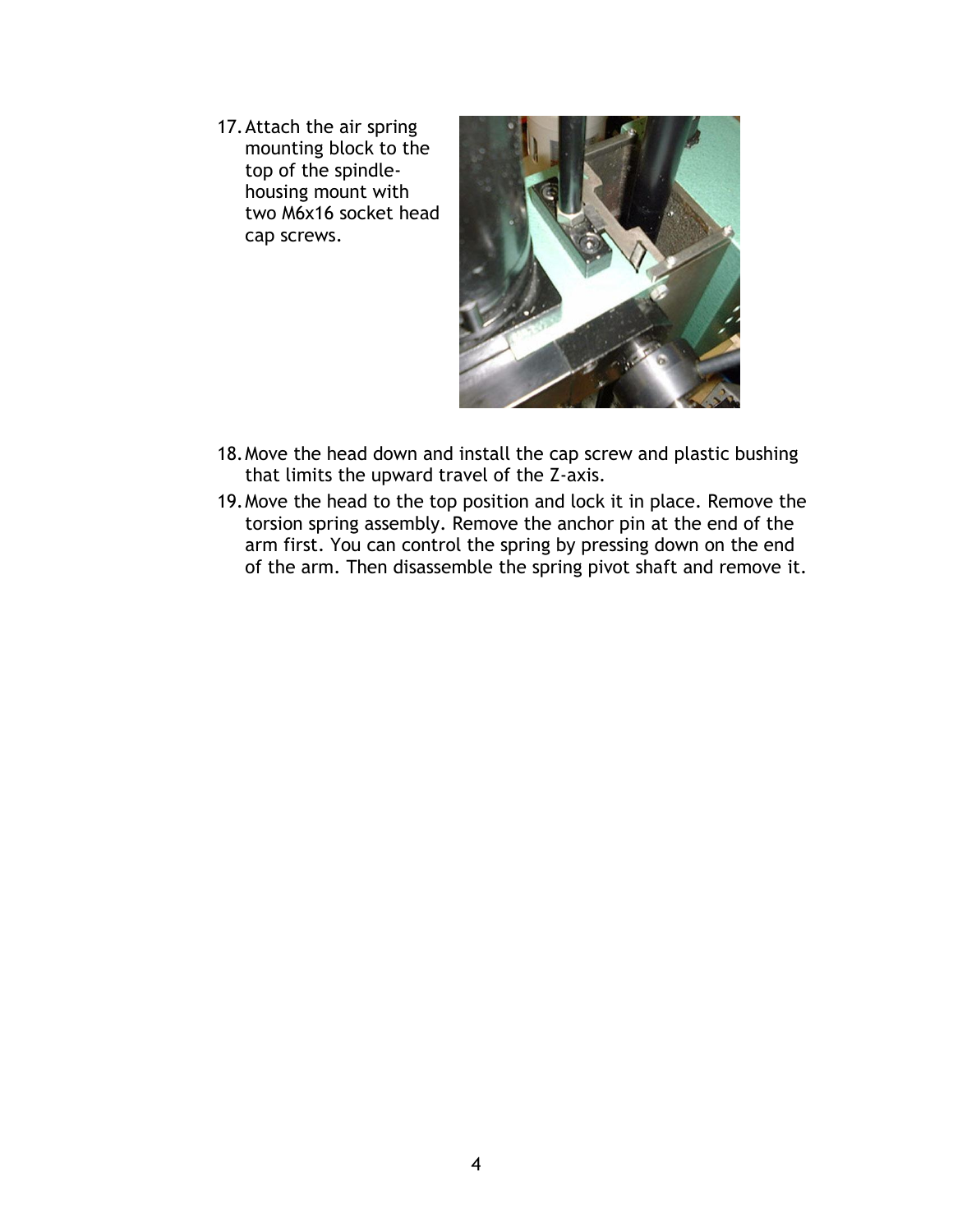17. Attach the air spring mounting block to the top of the spindle-housing mount with two M6x16 socket head cap screws.
18. Move the head down and install the cap screw and plastic bushing that limits the upward travel of the Z-axis.
19. Move the head to the top position and lock it in place. Remove the torsion spring assembly. Remove the anchor pin at the end of the arm first. You can control the spring by pressing down on the end of the arm. Then disassemble the spring pivot shaft and remove it.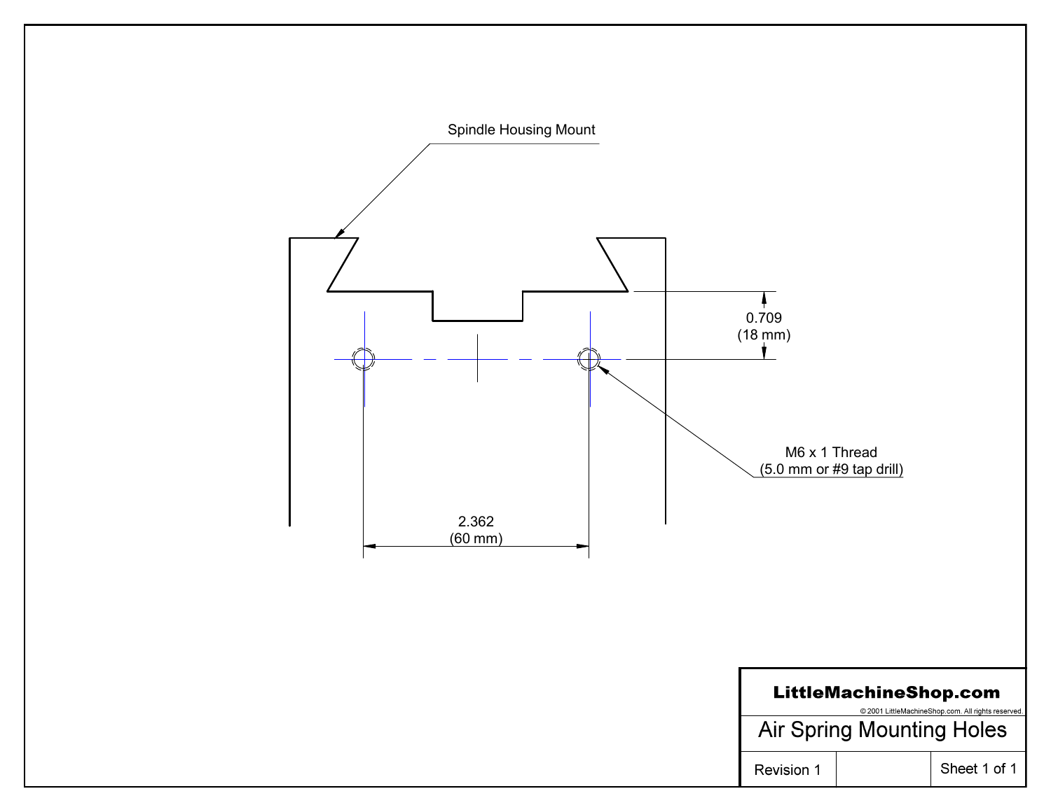Spindle Housing Mount

0.709
(18 mm)

M6 x 1 Thread
(5.0 mm or #9 tap drill)

2.362
(60 mm)

**LittleMachineShop.com**

© 2001 LittleMachineShop.com. All rights reserved.

Air Spring Mounting Holes

Revision 1

Sheet 1 of 1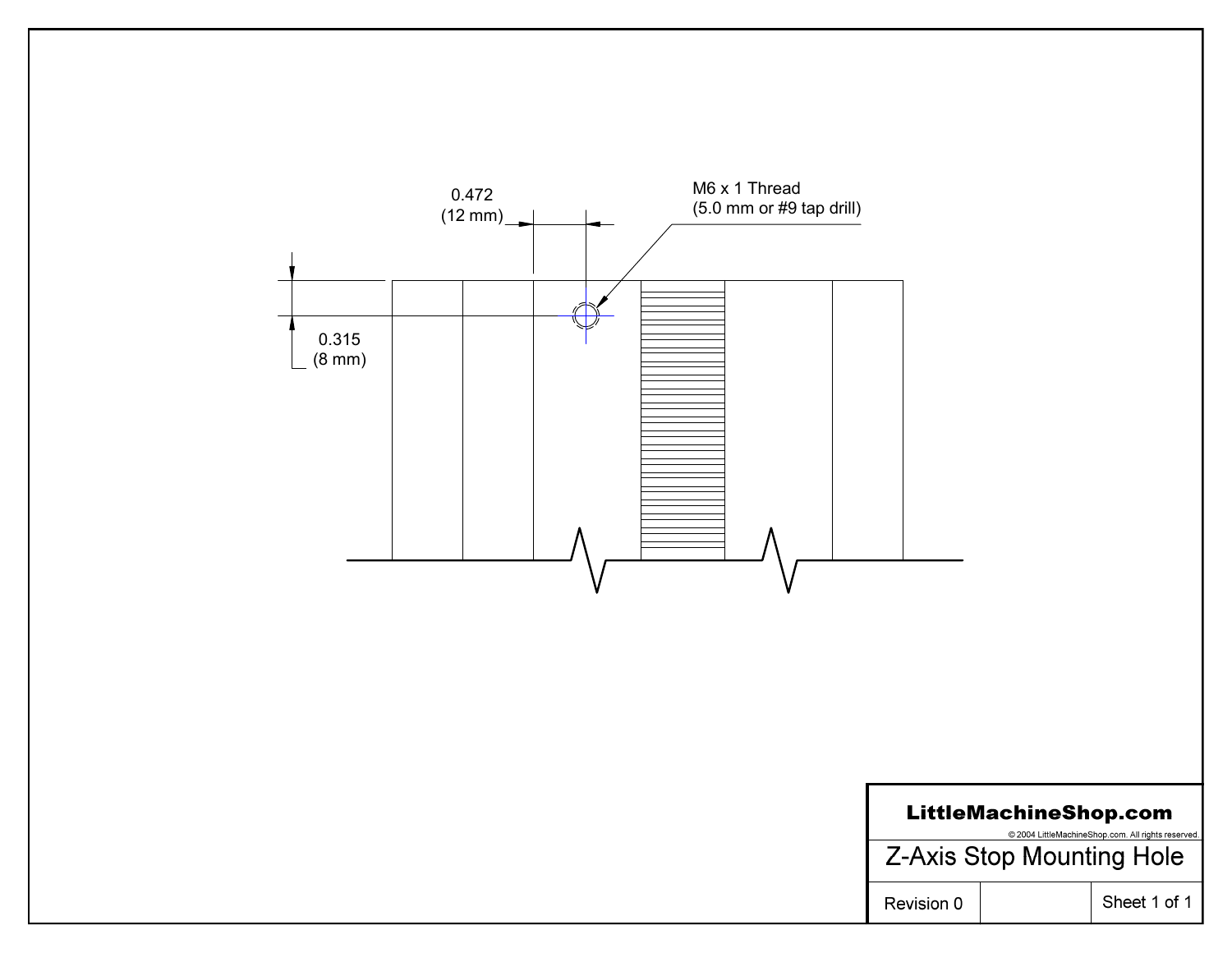0.472
(12 mm)

M6 x 1 Thread
(5.0 mm or #9 tap drill)

0.315
(8 mm)

LittleMachineShop.com

© 2004 LittleMachineShop.com. All rights reserved.

Z-Axis Stop Mounting Hole

Revision 0

Sheet 1 of 1